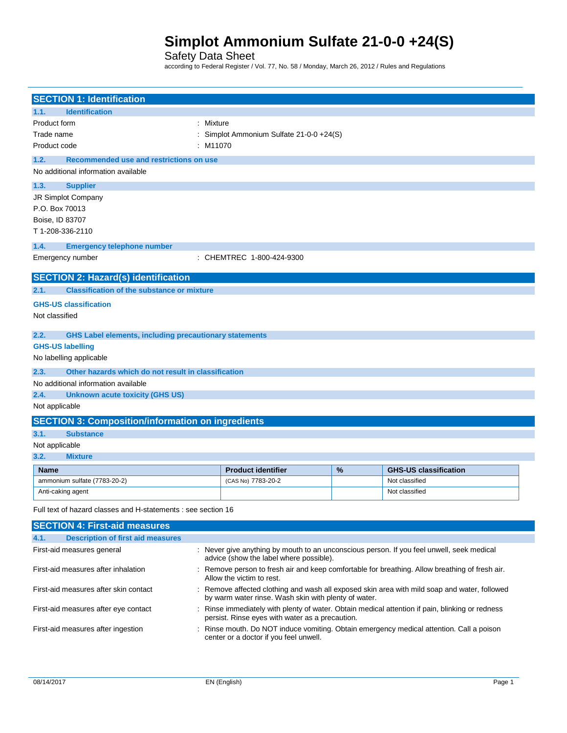# Simplot Ammonium Sulfate 21-0-0 +24(S)

Safety Data Sheet

according to Federal Register / Vol. 77, No. 58 / Monday, March 26, 2012 / Rules and Regulations

## SECTION 1: Identification

### 1.1. Identification

Product form : Mixture

Trade name : Simplot Ammonium Sulfate 21-0-0 +24(S)

Product code : M11070

### 1.2. Recommended use and restrictions on use

No additional information available

### 1.3. Supplier

JR Simplot Company
P.O. Box 70013
Boise, ID 83707
T 1-208-336-2110

### 1.4. Emergency telephone number

Emergency number : CHEMTREC 1-800-424-9300

## SECTION 2: Hazard(s) identification

### 2.1. Classification of the substance or mixture

**GHS-US classification**

Not classified

### 2.2. GHS Label elements, including precautionary statements

**GHS-US labelling**

No labelling applicable

### 2.3. Other hazards which do not result in classification

No additional information available

### 2.4. Unknown acute toxicity (GHS US)

Not applicable

## SECTION 3: Composition/information on ingredients

### 3.1. Substance

Not applicable

### 3.2. Mixture

| Name | Product identifier | % | GHS-US classification |
|---|---|---|---|
| ammonium sulfate (7783-20-2) | (CAS No) 7783-20-2 | | Not classified |
| Anti-caking agent | | | Not classified |

Full text of hazard classes and H-statements : see section 16

## SECTION 4: First-aid measures

### 4.1. Description of first aid measures

First-aid measures general : Never give anything by mouth to an unconscious person. If you feel unwell, seek medical advice (show the label where possible).

First-aid measures after inhalation : Remove person to fresh air and keep comfortable for breathing. Allow breathing of fresh air. Allow the victim to rest.

First-aid measures after skin contact : Remove affected clothing and wash all exposed skin area with mild soap and water, followed by warm water rinse. Wash skin with plenty of water.

First-aid measures after eye contact : Rinse immediately with plenty of water. Obtain medical attention if pain, blinking or redness persist. Rinse eyes with water as a precaution.

First-aid measures after ingestion : Rinse mouth. Do NOT induce vomiting. Obtain emergency medical attention. Call a poison center or a doctor if you feel unwell.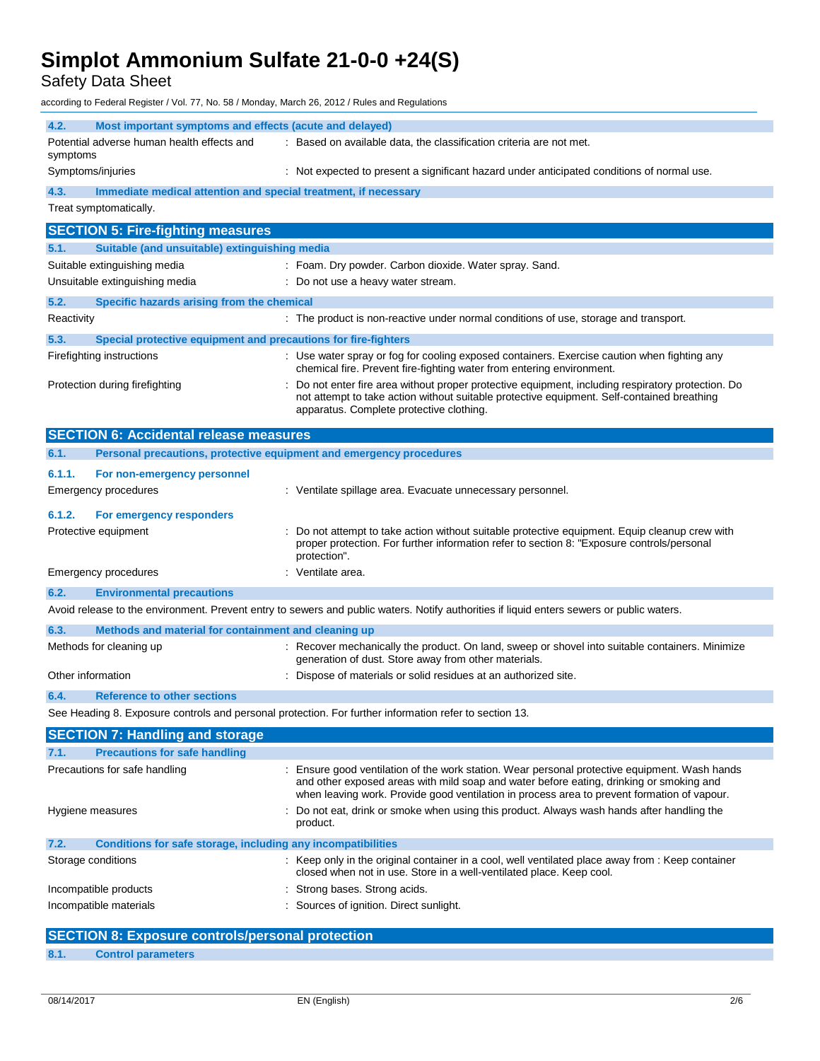#### 4.2. Most important symptoms and effects (acute and delayed)

Potential adverse human health effects and symptoms : Based on available data, the classification criteria are not met.

Symptoms/injuries : Not expected to present a significant hazard under anticipated conditions of normal use.

#### 4.3. Immediate medical attention and special treatment, if necessary

Treat symptomatically.

## SECTION 5: Fire-fighting measures

#### 5.1. Suitable (and unsuitable) extinguishing media

Suitable extinguishing media : Foam. Dry powder. Carbon dioxide. Water spray. Sand.

Unsuitable extinguishing media : Do not use a heavy water stream.

#### 5.2. Specific hazards arising from the chemical

Reactivity : The product is non-reactive under normal conditions of use, storage and transport.

#### 5.3. Special protective equipment and precautions for fire-fighters

Firefighting instructions : Use water spray or fog for cooling exposed containers. Exercise caution when fighting any chemical fire. Prevent fire-fighting water from entering environment.

Protection during firefighting : Do not enter fire area without proper protective equipment, including respiratory protection. Do not attempt to take action without suitable protective equipment. Self-contained breathing apparatus. Complete protective clothing.

## SECTION 6: Accidental release measures

#### 6.1. Personal precautions, protective equipment and emergency procedures

##### 6.1.1. For non-emergency personnel

Emergency procedures : Ventilate spillage area. Evacuate unnecessary personnel.

##### 6.1.2. For emergency responders

Protective equipment : Do not attempt to take action without suitable protective equipment. Equip cleanup crew with proper protection. For further information refer to section 8: "Exposure controls/personal protection".

Emergency procedures : Ventilate area.

#### 6.2. Environmental precautions

Avoid release to the environment. Prevent entry to sewers and public waters. Notify authorities if liquid enters sewers or public waters.

#### 6.3. Methods and material for containment and cleaning up

Methods for cleaning up : Recover mechanically the product. On land, sweep or shovel into suitable containers. Minimize generation of dust. Store away from other materials.

Other information : Dispose of materials or solid residues at an authorized site.

#### 6.4. Reference to other sections

See Heading 8. Exposure controls and personal protection. For further information refer to section 13.

## SECTION 7: Handling and storage

#### 7.1. Precautions for safe handling

Precautions for safe handling : Ensure good ventilation of the work station. Wear personal protective equipment. Wash hands and other exposed areas with mild soap and water before eating, drinking or smoking and when leaving work. Provide good ventilation in process area to prevent formation of vapour.

Hygiene measures : Do not eat, drink or smoke when using this product. Always wash hands after handling the product.

#### 7.2. Conditions for safe storage, including any incompatibilities

Storage conditions : Keep only in the original container in a cool, well ventilated place away from : Keep container closed when not in use. Store in a well-ventilated place. Keep cool.

Incompatible products : Strong bases. Strong acids.

Incompatible materials : Sources of ignition. Direct sunlight.

## SECTION 8: Exposure controls/personal protection

#### 8.1. Control parameters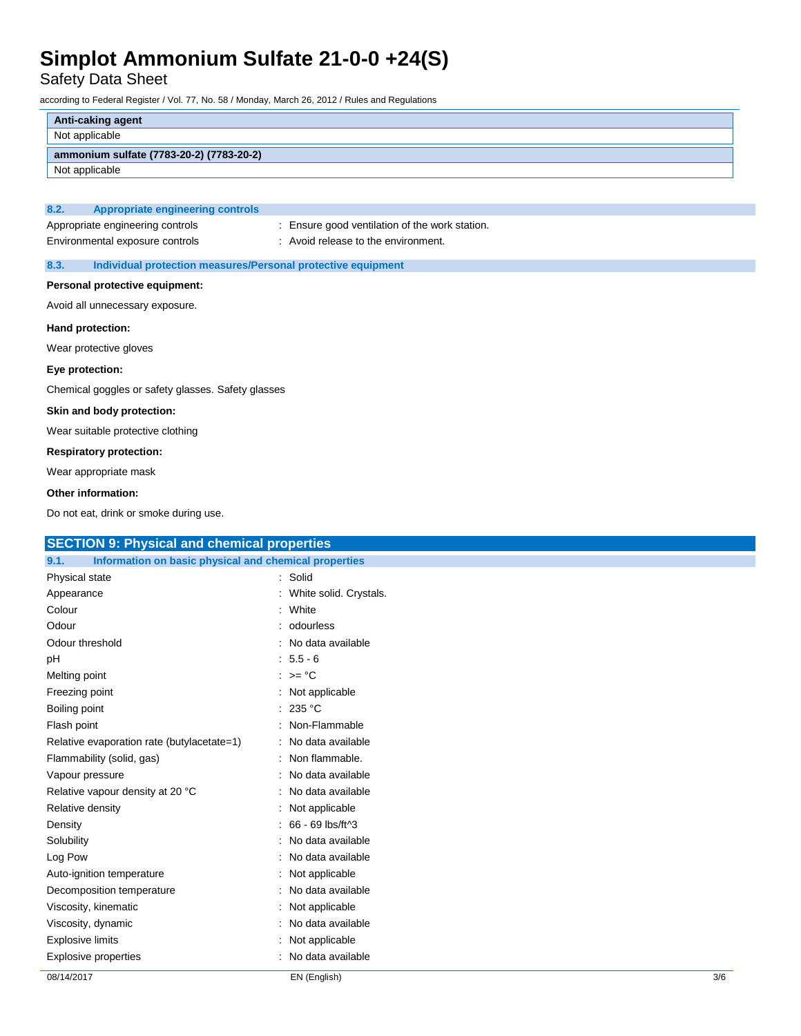| Anti-caking agent |
| --- |
| Not applicable |

| ammonium sulfate (7783-20-2) (7783-20-2) |
| --- |
| Not applicable |

### 8.2. Appropriate engineering controls

Appropriate engineering controls : Ensure good ventilation of the work station.

Environmental exposure controls : Avoid release to the environment.

### 8.3. Individual protection measures/Personal protective equipment

**Personal protective equipment:**

Avoid all unnecessary exposure.

**Hand protection:**

Wear protective gloves

**Eye protection:**

Chemical goggles or safety glasses. Safety glasses

**Skin and body protection:**

Wear suitable protective clothing

**Respiratory protection:**

Wear appropriate mask

**Other information:**

Do not eat, drink or smoke during use.

## SECTION 9: Physical and chemical properties

### 9.1. Information on basic physical and chemical properties

| Property | Value |
| --- | --- |
| Physical state | Solid |
| Appearance | White solid. Crystals. |
| Colour | White |
| Odour | odourless |
| Odour threshold | No data available |
| pH | 5.5 - 6 |
| Melting point | >= °C |
| Freezing point | Not applicable |
| Boiling point | 235 °C |
| Flash point | Non-Flammable |
| Relative evaporation rate (butylacetate=1) | No data available |
| Flammability (solid, gas) | Non flammable. |
| Vapour pressure | No data available |
| Relative vapour density at 20 °C | No data available |
| Relative density | Not applicable |
| Density | 66 - 69 lbs/ft^3 |
| Solubility | No data available |
| Log Pow | No data available |
| Auto-ignition temperature | Not applicable |
| Decomposition temperature | No data available |
| Viscosity, kinematic | Not applicable |
| Viscosity, dynamic | No data available |
| Explosive limits | Not applicable |
| Explosive properties | No data available |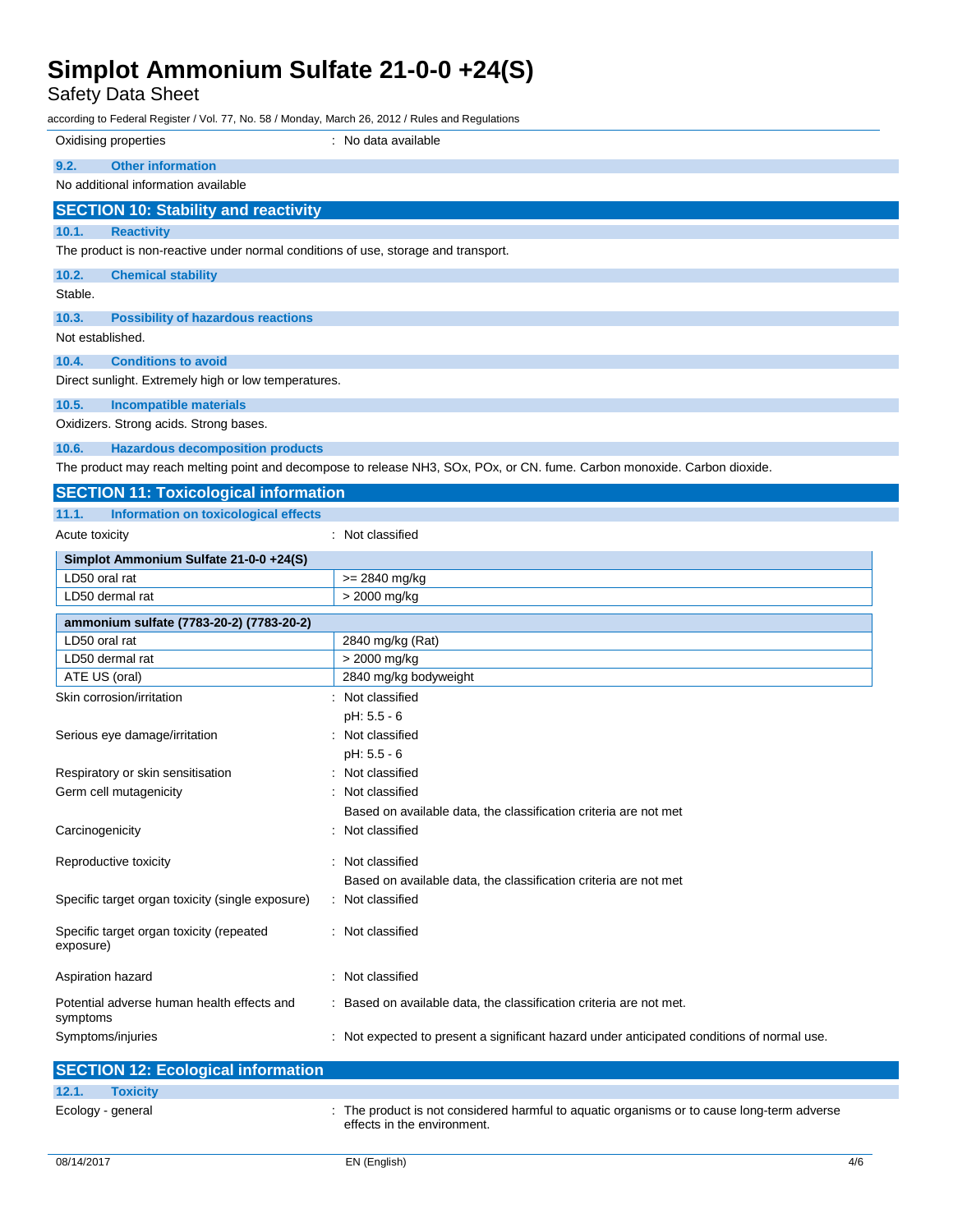| | |
|---|---|
| Oxidising properties | : No data available |

### 9.2. Other information

No additional information available

## SECTION 10: Stability and reactivity

### 10.1. Reactivity

The product is non-reactive under normal conditions of use, storage and transport.

### 10.2. Chemical stability

Stable.

### 10.3. Possibility of hazardous reactions

Not established.

### 10.4. Conditions to avoid

Direct sunlight. Extremely high or low temperatures.

### 10.5. Incompatible materials

Oxidizers. Strong acids. Strong bases.

### 10.6. Hazardous decomposition products

The product may reach melting point and decompose to release $NH_3$, $SO_x$, $PO_x$, or CN. fume. Carbon monoxide. Carbon dioxide.

## SECTION 11: Toxicological information

### 11.1. Information on toxicological effects

Acute toxicity : Not classified

| Simplot Ammonium Sulfate 21-0-0 +24(S) | |
|---|---|
| LD50 oral rat | >= 2840 mg/kg |
| LD50 dermal rat | > 2000 mg/kg |

| ammonium sulfate (7783-20-2) (7783-20-2) | |
|---|---|
| LD50 oral rat | 2840 mg/kg (Rat) |
| LD50 dermal rat | > 2000 mg/kg |
| ATE US (oral) | 2840 mg/kg bodyweight |

| | |
|---|---|
| Skin corrosion/irritation | : Not classified<br>pH: 5.5 - 6 |
| Serious eye damage/irritation | : Not classified<br>pH: 5.5 - 6 |
| Respiratory or skin sensitisation | : Not classified |
| Germ cell mutagenicity | : Not classified<br>Based on available data, the classification criteria are not met |
| Carcinogenicity | : Not classified |
| Reproductive toxicity | : Not classified<br>Based on available data, the classification criteria are not met |
| Specific target organ toxicity (single exposure) | : Not classified |
| Specific target organ toxicity (repeated exposure) | : Not classified |
| Aspiration hazard | : Not classified |
| Potential adverse human health effects and symptoms | : Based on available data, the classification criteria are not met. |
| Symptoms/injuries | : Not expected to present a significant hazard under anticipated conditions of normal use. |

## SECTION 12: Ecological information

### 12.1. Toxicity

| | |
|---|---|
| Ecology - general | : The product is not considered harmful to aquatic organisms or to cause long-term adverse effects in the environment. |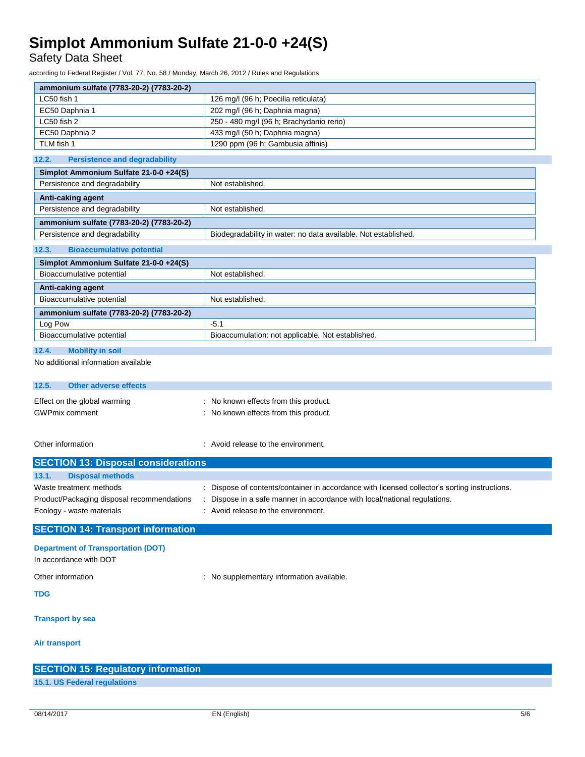| ammonium sulfate (7783-20-2) (7783-20-2) | |
|---|---|
| LC50 fish 1 | 126 mg/l (96 h; Poecilia reticulata) |
| EC50 Daphnia 1 | 202 mg/l (96 h; Daphnia magna) |
| LC50 fish 2 | 250 - 480 mg/l (96 h; Brachydanio rerio) |
| EC50 Daphnia 2 | 433 mg/l (50 h; Daphnia magna) |
| TLM fish 1 | 1290 ppm (96 h; Gambusia affinis) |

### 12.2. Persistence and degradability

| Simplot Ammonium Sulfate 21-0-0 +24(S) | |
|---|---|
| Persistence and degradability | Not established. |

| Anti-caking agent | |
|---|---|
| Persistence and degradability | Not established. |

| ammonium sulfate (7783-20-2) (7783-20-2) | |
|---|---|
| Persistence and degradability | Biodegradability in water: no data available. Not established. |

### 12.3. Bioaccumulative potential

| Simplot Ammonium Sulfate 21-0-0 +24(S) | |
|---|---|
| Bioaccumulative potential | Not established. |

| Anti-caking agent | |
|---|---|
| Bioaccumulative potential | Not established. |

| ammonium sulfate (7783-20-2) (7783-20-2) | |
|---|---|
| Log Pow | -5.1 |
| Bioaccumulative potential | Bioaccumulation: not applicable. Not established. |

### 12.4. Mobility in soil

No additional information available

### 12.5. Other adverse effects

Effect on the global warming : No known effects from this product.

GWPmix comment : No known effects from this product.

Other information : Avoid release to the environment.

## SECTION 13: Disposal considerations

### 13.1. Disposal methods

Waste treatment methods : Dispose of contents/container in accordance with licensed collector's sorting instructions.

Product/Packaging disposal recommendations : Dispose in a safe manner in accordance with local/national regulations.

Ecology - waste materials : Avoid release to the environment.

## SECTION 14: Transport information

**Department of Transportation (DOT)**

In accordance with DOT

Other information : No supplementary information available.

**TDG**

**Transport by sea**

**Air transport**

## SECTION 15: Regulatory information

### 15.1. US Federal regulations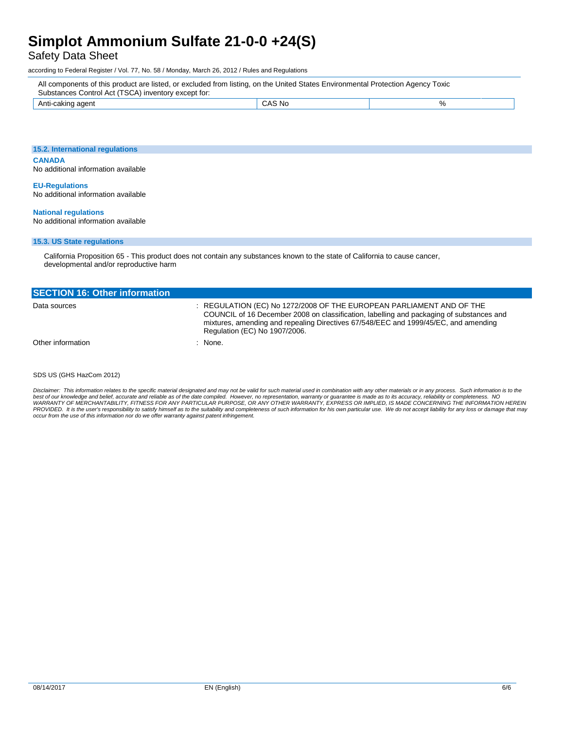All components of this product are listed, or excluded from listing, on the United States Environmental Protection Agency Toxic Substances Control Act (TSCA) inventory except for:

| Anti-caking agent | CAS No | % |
|---|---|---|

### 15.2. International regulations

**CANADA**

No additional information available

**EU-Regulations**

No additional information available

**National regulations**

No additional information available

### 15.3. US State regulations

California Proposition 65 - This product does not contain any substances known to the state of California to cause cancer, developmental and/or reproductive harm

## SECTION 16: Other information

| | |
|---|---|
| Data sources | : REGULATION (EC) No 1272/2008 OF THE EUROPEAN PARLIAMENT AND OF THE COUNCIL of 16 December 2008 on classification, labelling and packaging of substances and mixtures, amending and repealing Directives 67/548/EEC and 1999/45/EC, and amending Regulation (EC) No 1907/2006. |
| Other information | : None. |

SDS US (GHS HazCom 2012)

*Disclaimer: This information relates to the specific material designated and may not be valid for such material used in combination with any other materials or in any process. Such information is to the best of our knowledge and belief, accurate and reliable as of the date compiled. However, no representation, warranty or guarantee is made as to its accuracy, reliability or completeness. NO WARRANTY OF MERCHANTABILITY, FITNESS FOR ANY PARTICULAR PURPOSE, OR ANY OTHER WARRANTY, EXPRESS OR IMPLIED, IS MADE CONCERNING THE INFORMATION HEREIN PROVIDED. It is the user's responsibility to satisfy himself as to the suitability and completeness of such information for his own particular use. We do not accept liability for any loss or damage that may occur from the use of this information nor do we offer warranty against patent infringement.*